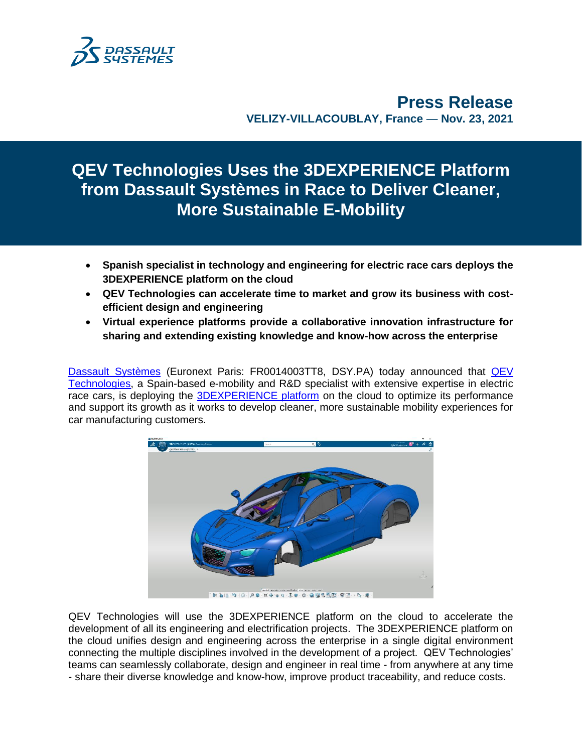# Press Release

**VELIZY-VILLACOUBLAY, France — Nov. 23, 2021**

# QEV Technologies Uses the 3DEXPERIENCE Platform from Dassault Systèmes in Race to Deliver Cleaner, More Sustainable E-Mobility

- **Spanish specialist in technology and engineering for electric race cars deploys the 3DEXPERIENCE platform on the cloud**
- **QEV Technologies can accelerate time to market and grow its business with cost-efficient design and engineering**
- **Virtual experience platforms provide a collaborative innovation infrastructure for sharing and extending existing knowledge and know-how across the enterprise**

Dassault Systèmes (Euronext Paris: FR0014003TT8, DSY.PA) today announced that QEV Technologies, a Spain-based e-mobility and R&D specialist with extensive expertise in electric race cars, is deploying the 3DEXPERIENCE platform on the cloud to optimize its performance and support its growth as it works to develop cleaner, more sustainable mobility experiences for car manufacturing customers.

QEV Technologies will use the 3DEXPERIENCE platform on the cloud to accelerate the development of all its engineering and electrification projects. The 3DEXPERIENCE platform on the cloud unifies design and engineering across the enterprise in a single digital environment connecting the multiple disciplines involved in the development of a project. QEV Technologies' teams can seamlessly collaborate, design and engineer in real time - from anywhere at any time - share their diverse knowledge and know-how, improve product traceability, and reduce costs.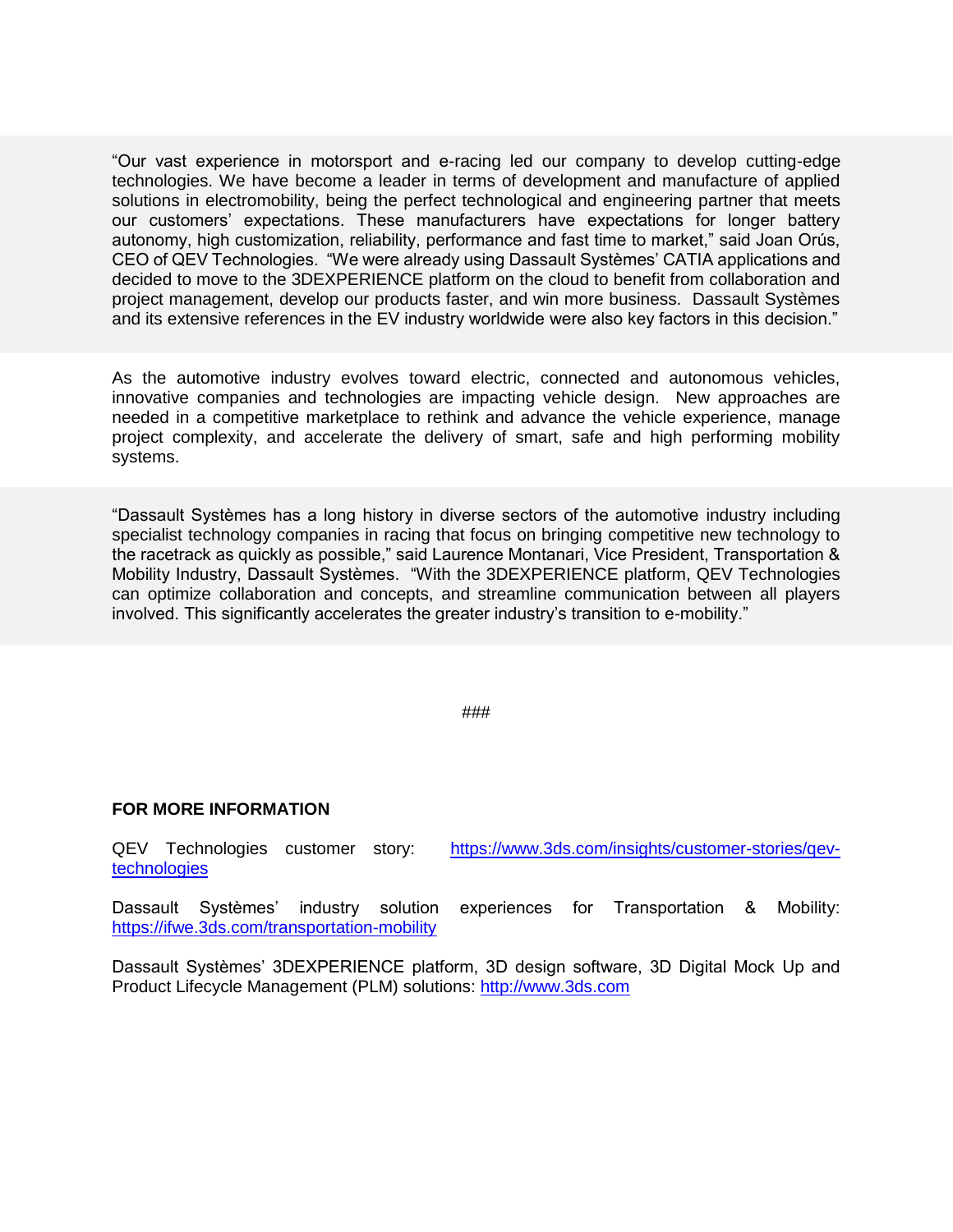"Our vast experience in motorsport and e-racing led our company to develop cutting-edge technologies. We have become a leader in terms of development and manufacture of applied solutions in electromobility, being the perfect technological and engineering partner that meets our customers' expectations. These manufacturers have expectations for longer battery autonomy, high customization, reliability, performance and fast time to market," said Joan Orús, CEO of QEV Technologies. "We were already using Dassault Systèmes' CATIA applications and decided to move to the 3DEXPERIENCE platform on the cloud to benefit from collaboration and project management, develop our products faster, and win more business. Dassault Systèmes and its extensive references in the EV industry worldwide were also key factors in this decision."

As the automotive industry evolves toward electric, connected and autonomous vehicles, innovative companies and technologies are impacting vehicle design. New approaches are needed in a competitive marketplace to rethink and advance the vehicle experience, manage project complexity, and accelerate the delivery of smart, safe and high performing mobility systems.

"Dassault Systèmes has a long history in diverse sectors of the automotive industry including specialist technology companies in racing that focus on bringing competitive new technology to the racetrack as quickly as possible," said Laurence Montanari, Vice President, Transportation & Mobility Industry, Dassault Systèmes. "With the 3DEXPERIENCE platform, QEV Technologies can optimize collaboration and concepts, and streamline communication between all players involved. This significantly accelerates the greater industry's transition to e-mobility."

###

**FOR MORE INFORMATION**

QEV Technologies customer story: https://www.3ds.com/insights/customer-stories/qev-technologies

Dassault Systèmes' industry solution experiences for Transportation & Mobility: https://ifwe.3ds.com/transportation-mobility

Dassault Systèmes' 3DEXPERIENCE platform, 3D design software, 3D Digital Mock Up and Product Lifecycle Management (PLM) solutions: http://www.3ds.com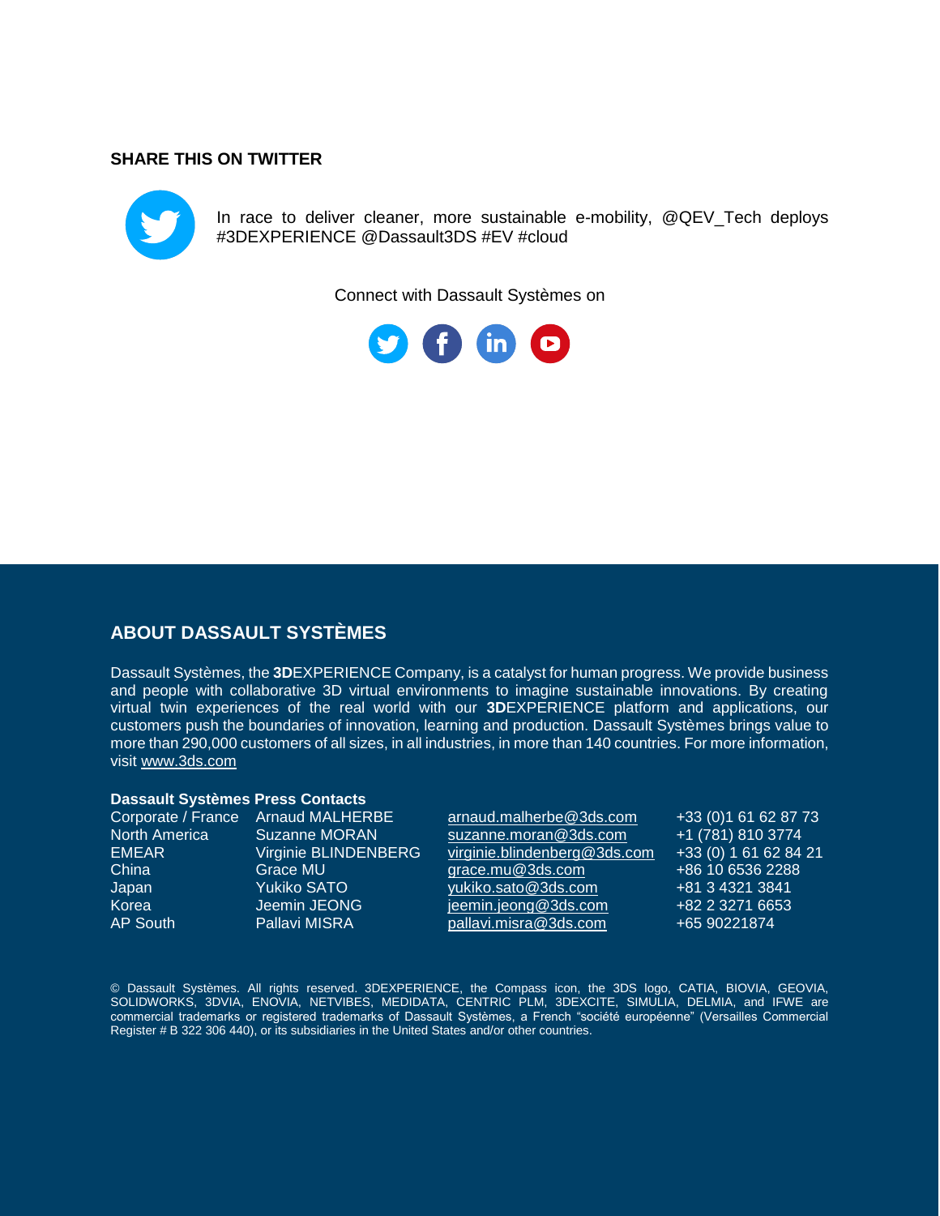**SHARE THIS ON TWITTER**

In race to deliver cleaner, more sustainable e-mobility, @QEV_Tech deploys #3DEXPERIENCE @Dassault3DS #EV #cloud

Connect with Dassault Systèmes on

## ABOUT DASSAULT SYSTÈMES

Dassault Systèmes, the **3D**EXPERIENCE Company, is a catalyst for human progress. We provide business and people with collaborative 3D virtual environments to imagine sustainable innovations. By creating virtual twin experiences of the real world with our **3D**EXPERIENCE platform and applications, our customers push the boundaries of innovation, learning and production. Dassault Systèmes brings value to more than 290,000 customers of all sizes, in all industries, in more than 140 countries. For more information, visit www.3ds.com

**Dassault Systèmes Press Contacts**

| | | | |
|---|---|---|---|
| Corporate / France | Arnaud MALHERBE | arnaud.malherbe@3ds.com | +33 (0)1 61 62 87 73 |
| North America | Suzanne MORAN | suzanne.moran@3ds.com | +1 (781) 810 3774 |
| EMEAR | Virginie BLINDENBERG | virginie.blindenberg@3ds.com | +33 (0) 1 61 62 84 21 |
| China | Grace MU | grace.mu@3ds.com | +86 10 6536 2288 |
| Japan | Yukiko SATO | yukiko.sato@3ds.com | +81 3 4321 3841 |
| Korea | Jeemin JEONG | jeemin.jeong@3ds.com | +82 2 3271 6653 |
| AP South | Pallavi MISRA | pallavi.misra@3ds.com | +65 90221874 |

© Dassault Systèmes. All rights reserved. 3DEXPERIENCE, the Compass icon, the 3DS logo, CATIA, BIOVIA, GEOVIA, SOLIDWORKS, 3DVIA, ENOVIA, NETVIBES, MEDIDATA, CENTRIC PLM, 3DEXCITE, SIMULIA, DELMIA, and IFWE are commercial trademarks or registered trademarks of Dassault Systèmes, a French "société européenne" (Versailles Commercial Register # B 322 306 440), or its subsidiaries in the United States and/or other countries.